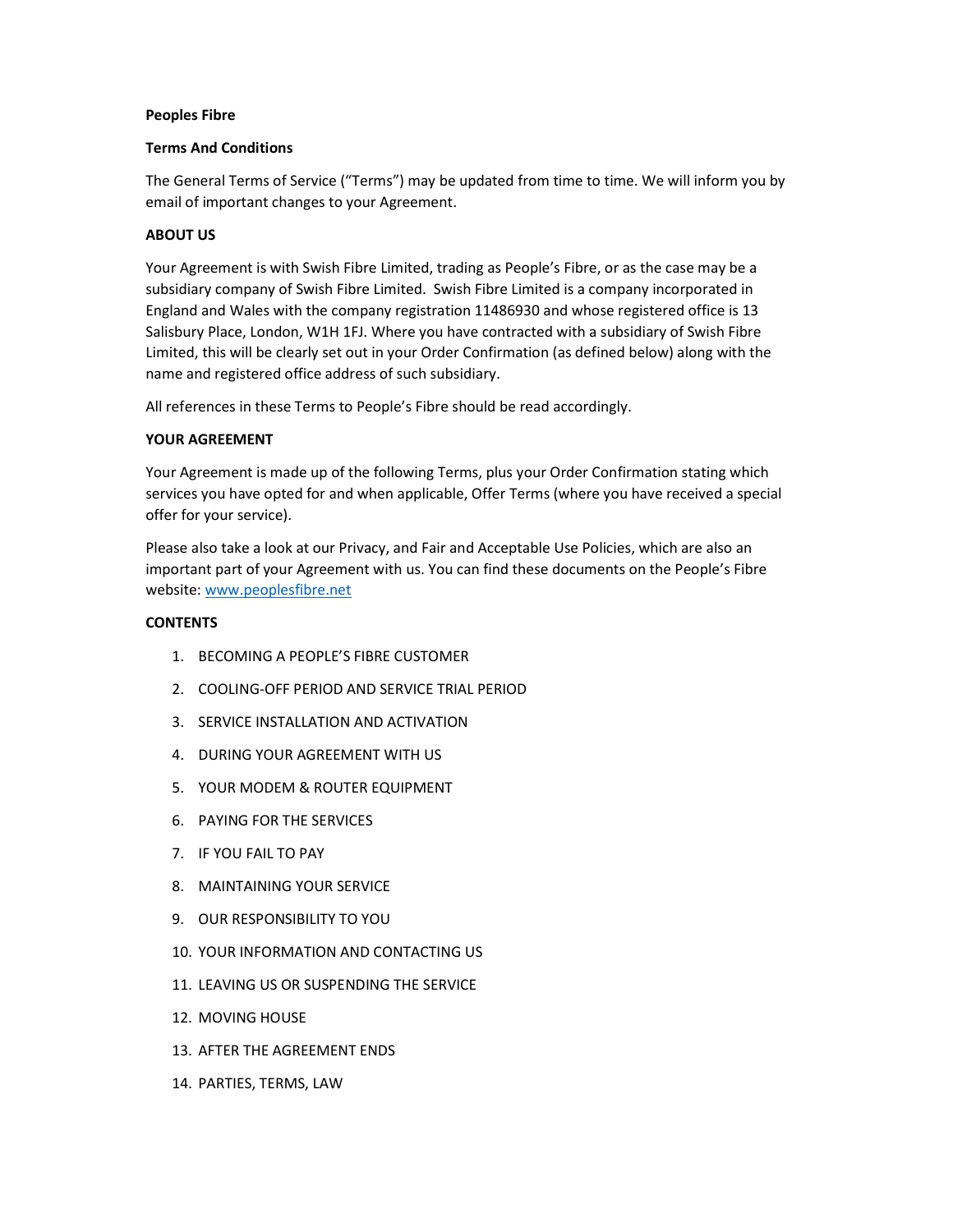**Peoples Fibre**

**Terms And Conditions**

The General Terms of Service ("Terms") may be updated from time to time. We will inform you by email of important changes to your Agreement.

**ABOUT US**

Your Agreement is with Swish Fibre Limited, trading as People's Fibre, or as the case may be a subsidiary company of Swish Fibre Limited. Swish Fibre Limited is a company incorporated in England and Wales with the company registration 11486930 and whose registered office is 13 Salisbury Place, London, W1H 1FJ. Where you have contracted with a subsidiary of Swish Fibre Limited, this will be clearly set out in your Order Confirmation (as defined below) along with the name and registered office address of such subsidiary.

All references in these Terms to People's Fibre should be read accordingly.

**YOUR AGREEMENT**

Your Agreement is made up of the following Terms, plus your Order Confirmation stating which services you have opted for and when applicable, Offer Terms (where you have received a special offer for your service).

Please also take a look at our Privacy, and Fair and Acceptable Use Policies, which are also an important part of your Agreement with us. You can find these documents on the People's Fibre website: [www.peoplesfibre.net](http://www.peoplesfibre.net)

**CONTENTS**

1. BECOMING A PEOPLE'S FIBRE CUSTOMER
2. COOLING-OFF PERIOD AND SERVICE TRIAL PERIOD
3. SERVICE INSTALLATION AND ACTIVATION
4. DURING YOUR AGREEMENT WITH US
5. YOUR MODEM & ROUTER EQUIPMENT
6. PAYING FOR THE SERVICES
7. IF YOU FAIL TO PAY
8. MAINTAINING YOUR SERVICE
9. OUR RESPONSIBILITY TO YOU
10. YOUR INFORMATION AND CONTACTING US
11. LEAVING US OR SUSPENDING THE SERVICE
12. MOVING HOUSE
13. AFTER THE AGREEMENT ENDS
14. PARTIES, TERMS, LAW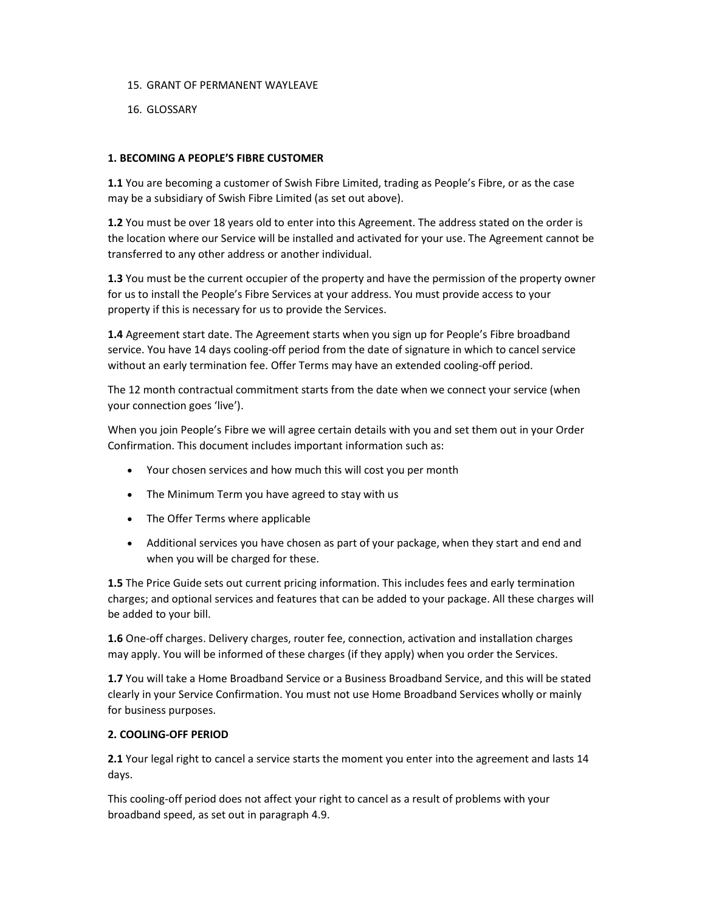15. GRANT OF PERMANENT WAYLEAVE
16. GLOSSARY

**1. BECOMING A PEOPLE'S FIBRE CUSTOMER**

**1.1** You are becoming a customer of Swish Fibre Limited, trading as People's Fibre, or as the case may be a subsidiary of Swish Fibre Limited (as set out above).

**1.2** You must be over 18 years old to enter into this Agreement. The address stated on the order is the location where our Service will be installed and activated for your use. The Agreement cannot be transferred to any other address or another individual.

**1.3** You must be the current occupier of the property and have the permission of the property owner for us to install the People's Fibre Services at your address. You must provide access to your property if this is necessary for us to provide the Services.

**1.4** Agreement start date. The Agreement starts when you sign up for People's Fibre broadband service. You have 14 days cooling-off period from the date of signature in which to cancel service without an early termination fee. Offer Terms may have an extended cooling-off period.

The 12 month contractual commitment starts from the date when we connect your service (when your connection goes 'live').

When you join People's Fibre we will agree certain details with you and set them out in your Order Confirmation. This document includes important information such as:

- Your chosen services and how much this will cost you per month
- The Minimum Term you have agreed to stay with us
- The Offer Terms where applicable
- Additional services you have chosen as part of your package, when they start and end and when you will be charged for these.

**1.5** The Price Guide sets out current pricing information. This includes fees and early termination charges; and optional services and features that can be added to your package. All these charges will be added to your bill.

**1.6** One-off charges. Delivery charges, router fee, connection, activation and installation charges may apply. You will be informed of these charges (if they apply) when you order the Services.

**1.7** You will take a Home Broadband Service or a Business Broadband Service, and this will be stated clearly in your Service Confirmation. You must not use Home Broadband Services wholly or mainly for business purposes.

**2. COOLING-OFF PERIOD**

**2.1** Your legal right to cancel a service starts the moment you enter into the agreement and lasts 14 days.

This cooling-off period does not affect your right to cancel as a result of problems with your broadband speed, as set out in paragraph 4.9.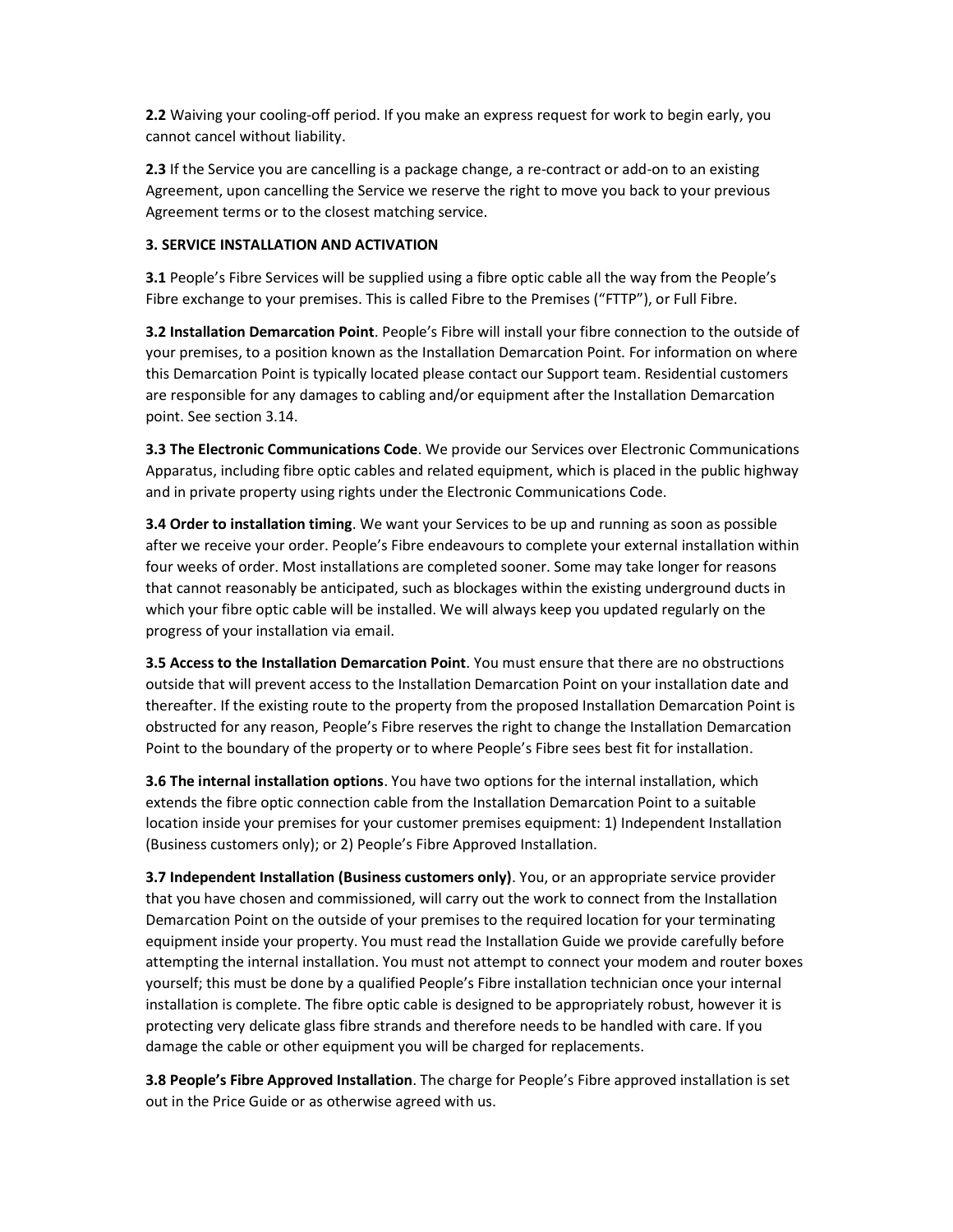**2.2** Waiving your cooling-off period. If you make an express request for work to begin early, you cannot cancel without liability.

**2.3** If the Service you are cancelling is a package change, a re-contract or add-on to an existing Agreement, upon cancelling the Service we reserve the right to move you back to your previous Agreement terms or to the closest matching service.

**3. SERVICE INSTALLATION AND ACTIVATION**

**3.1** People's Fibre Services will be supplied using a fibre optic cable all the way from the People's Fibre exchange to your premises. This is called Fibre to the Premises ("FTTP"), or Full Fibre.

**3.2 Installation Demarcation Point**. People's Fibre will install your fibre connection to the outside of your premises, to a position known as the Installation Demarcation Point. For information on where this Demarcation Point is typically located please contact our Support team. Residential customers are responsible for any damages to cabling and/or equipment after the Installation Demarcation point. See section 3.14.

**3.3 The Electronic Communications Code**. We provide our Services over Electronic Communications Apparatus, including fibre optic cables and related equipment, which is placed in the public highway and in private property using rights under the Electronic Communications Code.

**3.4 Order to installation timing**. We want your Services to be up and running as soon as possible after we receive your order. People's Fibre endeavours to complete your external installation within four weeks of order. Most installations are completed sooner. Some may take longer for reasons that cannot reasonably be anticipated, such as blockages within the existing underground ducts in which your fibre optic cable will be installed. We will always keep you updated regularly on the progress of your installation via email.

**3.5 Access to the Installation Demarcation Point**. You must ensure that there are no obstructions outside that will prevent access to the Installation Demarcation Point on your installation date and thereafter. If the existing route to the property from the proposed Installation Demarcation Point is obstructed for any reason, People's Fibre reserves the right to change the Installation Demarcation Point to the boundary of the property or to where People's Fibre sees best fit for installation.

**3.6 The internal installation options**. You have two options for the internal installation, which extends the fibre optic connection cable from the Installation Demarcation Point to a suitable location inside your premises for your customer premises equipment: 1) Independent Installation (Business customers only); or 2) People's Fibre Approved Installation.

**3.7 Independent Installation (Business customers only)**. You, or an appropriate service provider that you have chosen and commissioned, will carry out the work to connect from the Installation Demarcation Point on the outside of your premises to the required location for your terminating equipment inside your property. You must read the Installation Guide we provide carefully before attempting the internal installation. You must not attempt to connect your modem and router boxes yourself; this must be done by a qualified People's Fibre installation technician once your internal installation is complete. The fibre optic cable is designed to be appropriately robust, however it is protecting very delicate glass fibre strands and therefore needs to be handled with care. If you damage the cable or other equipment you will be charged for replacements.

**3.8 People's Fibre Approved Installation**. The charge for People's Fibre approved installation is set out in the Price Guide or as otherwise agreed with us.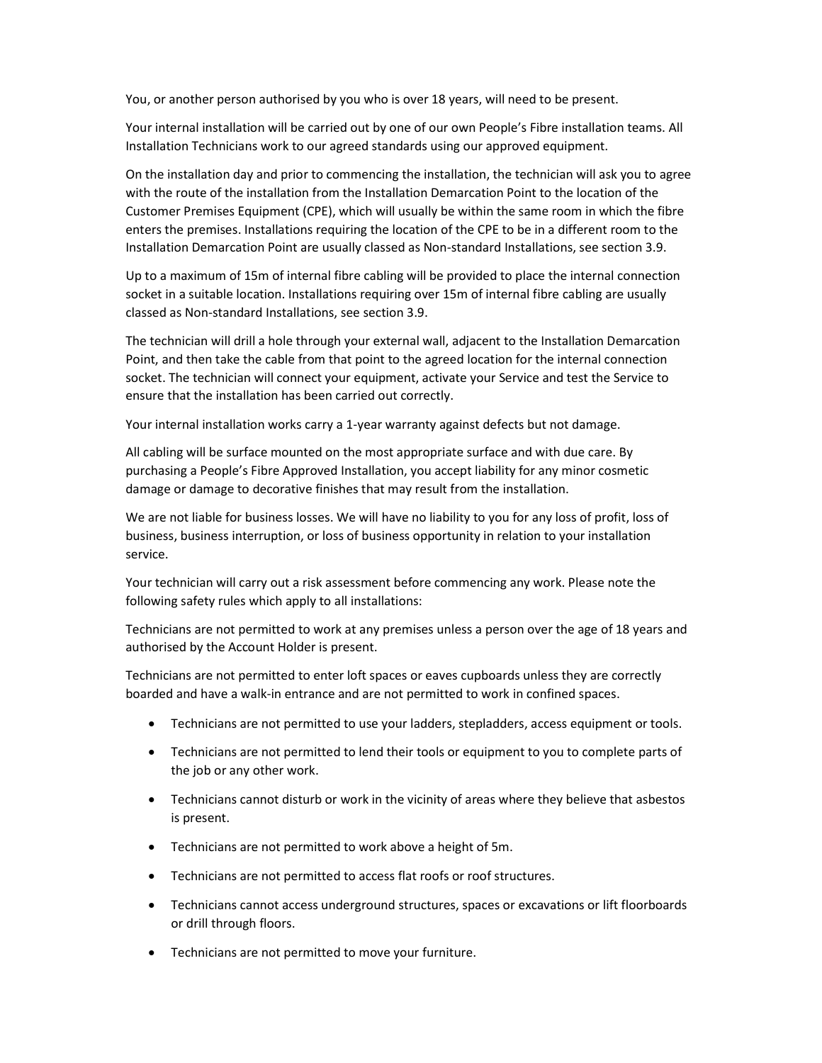You, or another person authorised by you who is over 18 years, will need to be present.

Your internal installation will be carried out by one of our own People's Fibre installation teams. All Installation Technicians work to our agreed standards using our approved equipment.

On the installation day and prior to commencing the installation, the technician will ask you to agree with the route of the installation from the Installation Demarcation Point to the location of the Customer Premises Equipment (CPE), which will usually be within the same room in which the fibre enters the premises. Installations requiring the location of the CPE to be in a different room to the Installation Demarcation Point are usually classed as Non-standard Installations, see section 3.9.

Up to a maximum of 15m of internal fibre cabling will be provided to place the internal connection socket in a suitable location. Installations requiring over 15m of internal fibre cabling are usually classed as Non-standard Installations, see section 3.9.

The technician will drill a hole through your external wall, adjacent to the Installation Demarcation Point, and then take the cable from that point to the agreed location for the internal connection socket. The technician will connect your equipment, activate your Service and test the Service to ensure that the installation has been carried out correctly.

Your internal installation works carry a 1-year warranty against defects but not damage.

All cabling will be surface mounted on the most appropriate surface and with due care. By purchasing a People's Fibre Approved Installation, you accept liability for any minor cosmetic damage or damage to decorative finishes that may result from the installation.

We are not liable for business losses. We will have no liability to you for any loss of profit, loss of business, business interruption, or loss of business opportunity in relation to your installation service.

Your technician will carry out a risk assessment before commencing any work. Please note the following safety rules which apply to all installations:

Technicians are not permitted to work at any premises unless a person over the age of 18 years and authorised by the Account Holder is present.

Technicians are not permitted to enter loft spaces or eaves cupboards unless they are correctly boarded and have a walk-in entrance and are not permitted to work in confined spaces.

- Technicians are not permitted to use your ladders, stepladders, access equipment or tools.
- Technicians are not permitted to lend their tools or equipment to you to complete parts of the job or any other work.
- Technicians cannot disturb or work in the vicinity of areas where they believe that asbestos is present.
- Technicians are not permitted to work above a height of 5m.
- Technicians are not permitted to access flat roofs or roof structures.
- Technicians cannot access underground structures, spaces or excavations or lift floorboards or drill through floors.
- Technicians are not permitted to move your furniture.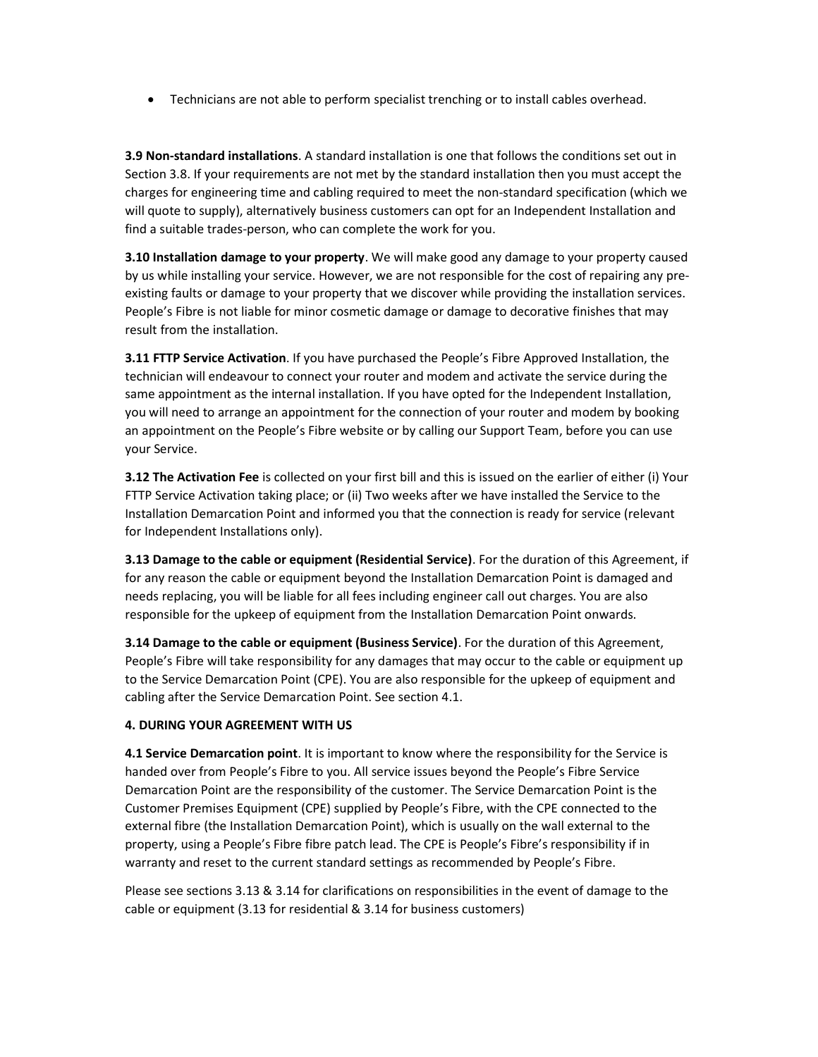- Technicians are not able to perform specialist trenching or to install cables overhead.

**3.9 Non-standard installations**. A standard installation is one that follows the conditions set out in Section 3.8. If your requirements are not met by the standard installation then you must accept the charges for engineering time and cabling required to meet the non-standard specification (which we will quote to supply), alternatively business customers can opt for an Independent Installation and find a suitable trades-person, who can complete the work for you.

**3.10 Installation damage to your property**. We will make good any damage to your property caused by us while installing your service. However, we are not responsible for the cost of repairing any pre-existing faults or damage to your property that we discover while providing the installation services. People's Fibre is not liable for minor cosmetic damage or damage to decorative finishes that may result from the installation.

**3.11 FTTP Service Activation**. If you have purchased the People's Fibre Approved Installation, the technician will endeavour to connect your router and modem and activate the service during the same appointment as the internal installation. If you have opted for the Independent Installation, you will need to arrange an appointment for the connection of your router and modem by booking an appointment on the People's Fibre website or by calling our Support Team, before you can use your Service.

**3.12 The Activation Fee** is collected on your first bill and this is issued on the earlier of either (i) Your FTTP Service Activation taking place; or (ii) Two weeks after we have installed the Service to the Installation Demarcation Point and informed you that the connection is ready for service (relevant for Independent Installations only).

**3.13 Damage to the cable or equipment (Residential Service)**. For the duration of this Agreement, if for any reason the cable or equipment beyond the Installation Demarcation Point is damaged and needs replacing, you will be liable for all fees including engineer call out charges. You are also responsible for the upkeep of equipment from the Installation Demarcation Point onwards.

**3.14 Damage to the cable or equipment (Business Service)**. For the duration of this Agreement, People's Fibre will take responsibility for any damages that may occur to the cable or equipment up to the Service Demarcation Point (CPE). You are also responsible for the upkeep of equipment and cabling after the Service Demarcation Point. See section 4.1.

**4. DURING YOUR AGREEMENT WITH US**

**4.1 Service Demarcation point**. It is important to know where the responsibility for the Service is handed over from People's Fibre to you. All service issues beyond the People's Fibre Service Demarcation Point are the responsibility of the customer. The Service Demarcation Point is the Customer Premises Equipment (CPE) supplied by People's Fibre, with the CPE connected to the external fibre (the Installation Demarcation Point), which is usually on the wall external to the property, using a People's Fibre fibre patch lead. The CPE is People's Fibre's responsibility if in warranty and reset to the current standard settings as recommended by People's Fibre.

Please see sections 3.13 & 3.14 for clarifications on responsibilities in the event of damage to the cable or equipment (3.13 for residential & 3.14 for business customers)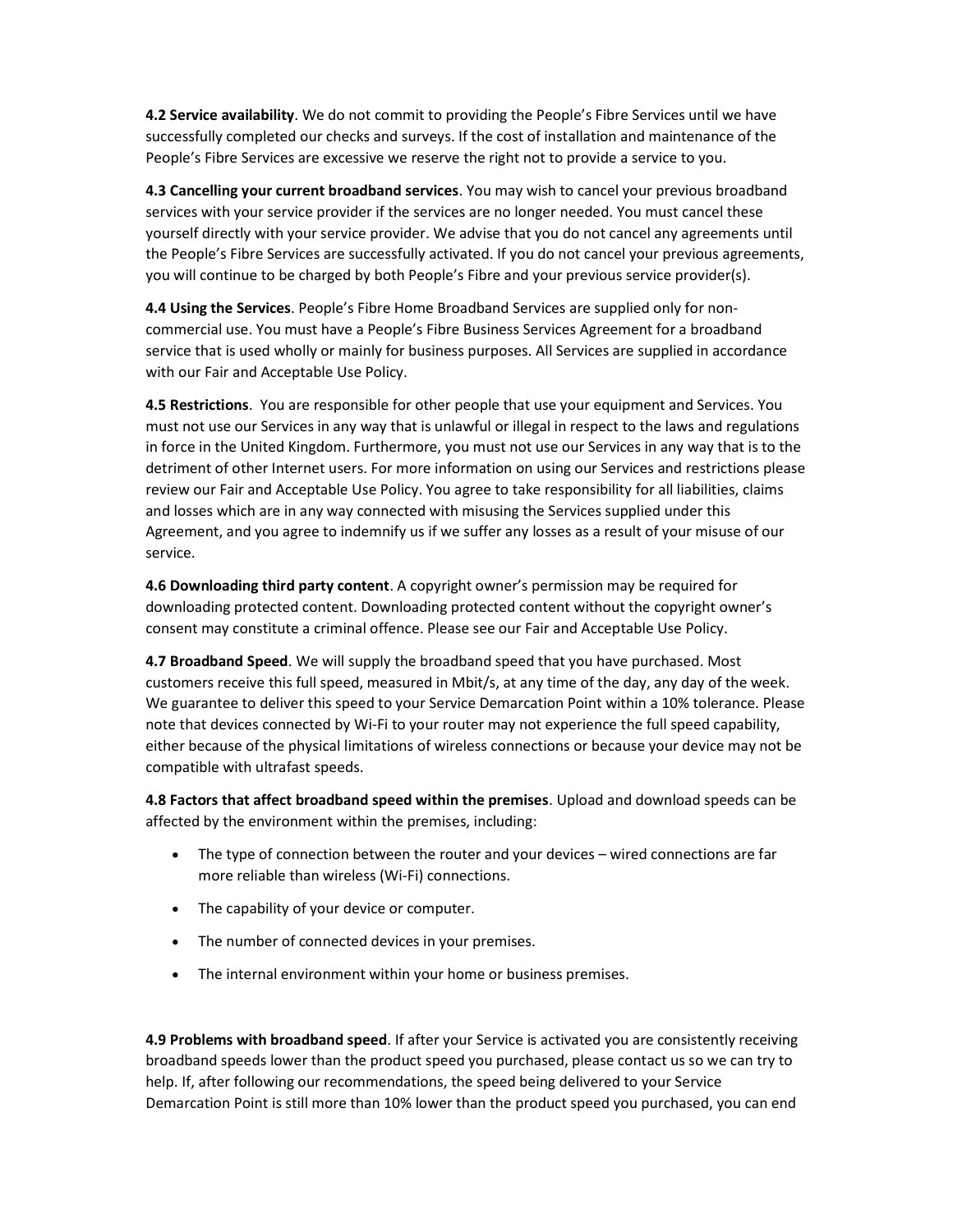**4.2 Service availability**. We do not commit to providing the People's Fibre Services until we have successfully completed our checks and surveys. If the cost of installation and maintenance of the People's Fibre Services are excessive we reserve the right not to provide a service to you.

**4.3 Cancelling your current broadband services**. You may wish to cancel your previous broadband services with your service provider if the services are no longer needed. You must cancel these yourself directly with your service provider. We advise that you do not cancel any agreements until the People's Fibre Services are successfully activated. If you do not cancel your previous agreements, you will continue to be charged by both People's Fibre and your previous service provider(s).

**4.4 Using the Services**. People's Fibre Home Broadband Services are supplied only for non-commercial use. You must have a People's Fibre Business Services Agreement for a broadband service that is used wholly or mainly for business purposes. All Services are supplied in accordance with our Fair and Acceptable Use Policy.

**4.5 Restrictions**. You are responsible for other people that use your equipment and Services. You must not use our Services in any way that is unlawful or illegal in respect to the laws and regulations in force in the United Kingdom. Furthermore, you must not use our Services in any way that is to the detriment of other Internet users. For more information on using our Services and restrictions please review our Fair and Acceptable Use Policy. You agree to take responsibility for all liabilities, claims and losses which are in any way connected with misusing the Services supplied under this Agreement, and you agree to indemnify us if we suffer any losses as a result of your misuse of our service.

**4.6 Downloading third party content**. A copyright owner's permission may be required for downloading protected content. Downloading protected content without the copyright owner's consent may constitute a criminal offence. Please see our Fair and Acceptable Use Policy.

**4.7 Broadband Speed**. We will supply the broadband speed that you have purchased. Most customers receive this full speed, measured in Mbit/s, at any time of the day, any day of the week. We guarantee to deliver this speed to your Service Demarcation Point within a 10% tolerance. Please note that devices connected by Wi-Fi to your router may not experience the full speed capability, either because of the physical limitations of wireless connections or because your device may not be compatible with ultrafast speeds.

**4.8 Factors that affect broadband speed within the premises**. Upload and download speeds can be affected by the environment within the premises, including:

- The type of connection between the router and your devices – wired connections are far more reliable than wireless (Wi-Fi) connections.
- The capability of your device or computer.
- The number of connected devices in your premises.
- The internal environment within your home or business premises.

**4.9 Problems with broadband speed**. If after your Service is activated you are consistently receiving broadband speeds lower than the product speed you purchased, please contact us so we can try to help. If, after following our recommendations, the speed being delivered to your Service Demarcation Point is still more than 10% lower than the product speed you purchased, you can end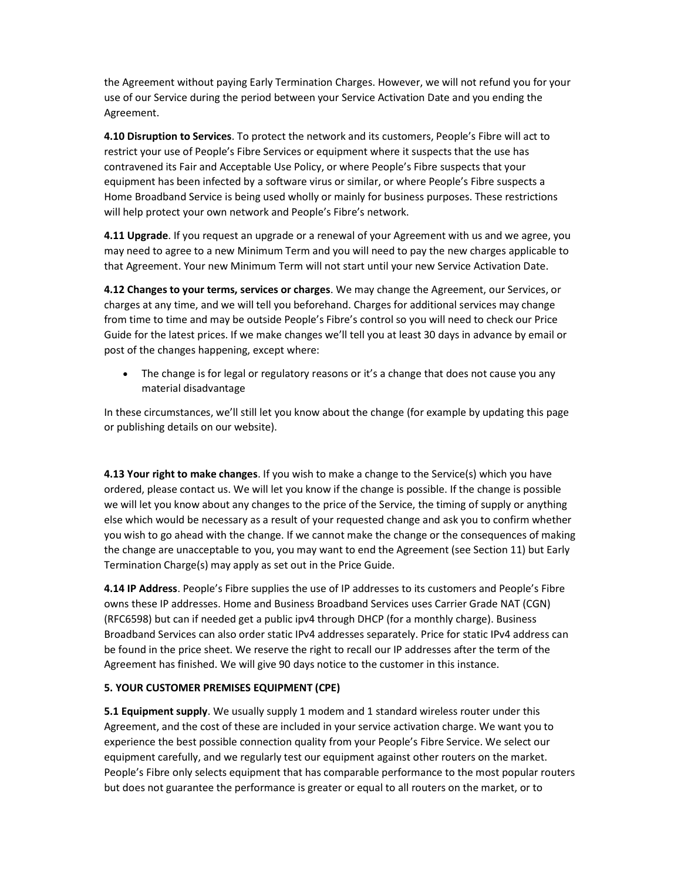the Agreement without paying Early Termination Charges. However, we will not refund you for your use of our Service during the period between your Service Activation Date and you ending the Agreement.

**4.10 Disruption to Services**. To protect the network and its customers, People's Fibre will act to restrict your use of People's Fibre Services or equipment where it suspects that the use has contravened its Fair and Acceptable Use Policy, or where People's Fibre suspects that your equipment has been infected by a software virus or similar, or where People's Fibre suspects a Home Broadband Service is being used wholly or mainly for business purposes. These restrictions will help protect your own network and People's Fibre's network.

**4.11 Upgrade**. If you request an upgrade or a renewal of your Agreement with us and we agree, you may need to agree to a new Minimum Term and you will need to pay the new charges applicable to that Agreement. Your new Minimum Term will not start until your new Service Activation Date.

**4.12 Changes to your terms, services or charges**. We may change the Agreement, our Services, or charges at any time, and we will tell you beforehand. Charges for additional services may change from time to time and may be outside People's Fibre's control so you will need to check our Price Guide for the latest prices. If we make changes we'll tell you at least 30 days in advance by email or post of the changes happening, except where:

- The change is for legal or regulatory reasons or it's a change that does not cause you any material disadvantage

In these circumstances, we'll still let you know about the change (for example by updating this page or publishing details on our website).

**4.13 Your right to make changes**. If you wish to make a change to the Service(s) which you have ordered, please contact us. We will let you know if the change is possible. If the change is possible we will let you know about any changes to the price of the Service, the timing of supply or anything else which would be necessary as a result of your requested change and ask you to confirm whether you wish to go ahead with the change. If we cannot make the change or the consequences of making the change are unacceptable to you, you may want to end the Agreement (see Section 11) but Early Termination Charge(s) may apply as set out in the Price Guide.

**4.14 IP Address**. People's Fibre supplies the use of IP addresses to its customers and People's Fibre owns these IP addresses. Home and Business Broadband Services uses Carrier Grade NAT (CGN) (RFC6598) but can if needed get a public ipv4 through DHCP (for a monthly charge). Business Broadband Services can also order static IPv4 addresses separately. Price for static IPv4 address can be found in the price sheet. We reserve the right to recall our IP addresses after the term of the Agreement has finished. We will give 90 days notice to the customer in this instance.

**5. YOUR CUSTOMER PREMISES EQUIPMENT (CPE)**

**5.1 Equipment supply**. We usually supply 1 modem and 1 standard wireless router under this Agreement, and the cost of these are included in your service activation charge. We want you to experience the best possible connection quality from your People's Fibre Service. We select our equipment carefully, and we regularly test our equipment against other routers on the market. People's Fibre only selects equipment that has comparable performance to the most popular routers but does not guarantee the performance is greater or equal to all routers on the market, or to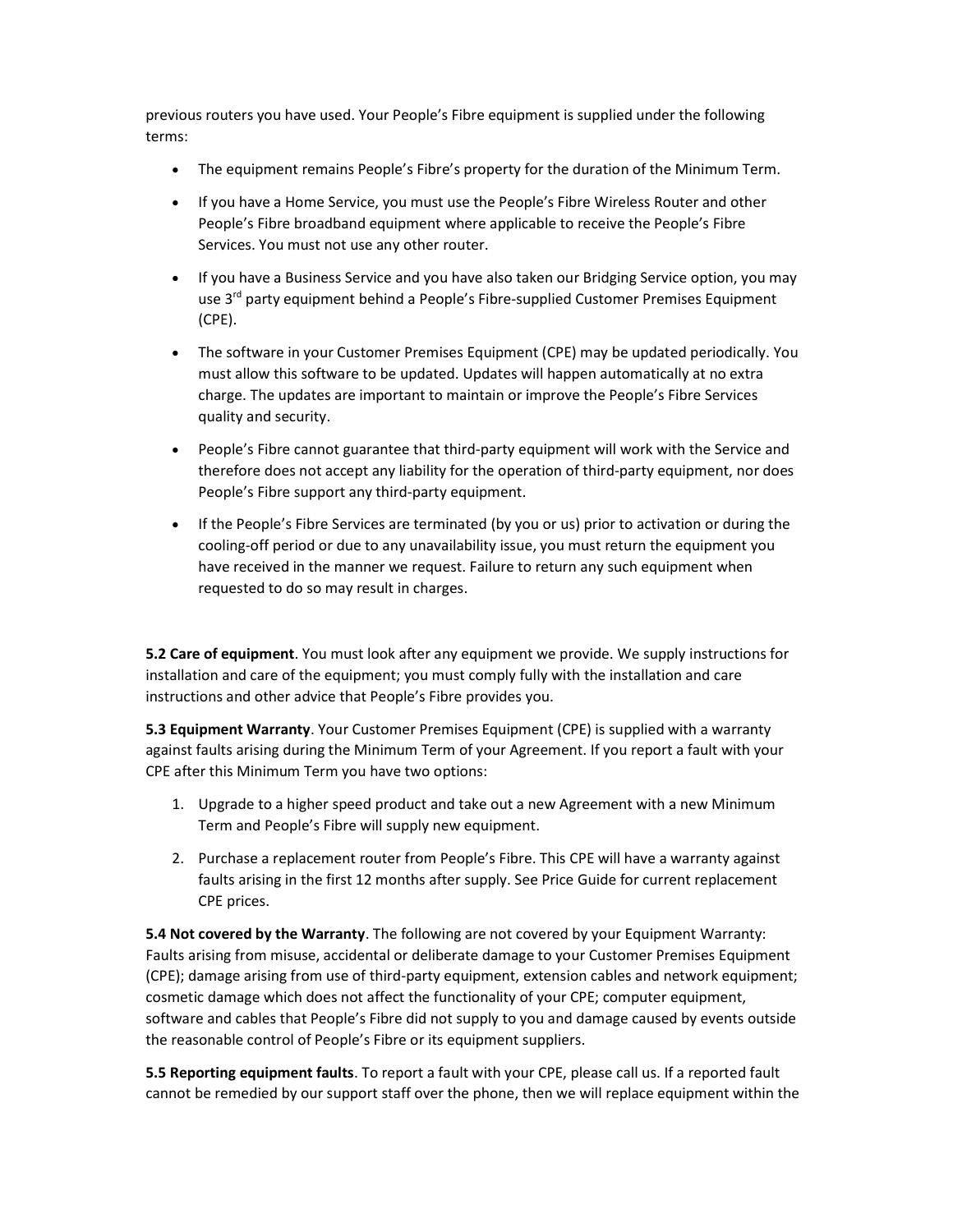previous routers you have used. Your People's Fibre equipment is supplied under the following terms:

- The equipment remains People's Fibre's property for the duration of the Minimum Term.
- If you have a Home Service, you must use the People's Fibre Wireless Router and other People's Fibre broadband equipment where applicable to receive the People's Fibre Services. You must not use any other router.
- If you have a Business Service and you have also taken our Bridging Service option, you may use 3rd party equipment behind a People's Fibre-supplied Customer Premises Equipment (CPE).
- The software in your Customer Premises Equipment (CPE) may be updated periodically. You must allow this software to be updated. Updates will happen automatically at no extra charge. The updates are important to maintain or improve the People's Fibre Services quality and security.
- People's Fibre cannot guarantee that third-party equipment will work with the Service and therefore does not accept any liability for the operation of third-party equipment, nor does People's Fibre support any third-party equipment.
- If the People's Fibre Services are terminated (by you or us) prior to activation or during the cooling-off period or due to any unavailability issue, you must return the equipment you have received in the manner we request. Failure to return any such equipment when requested to do so may result in charges.

**5.2 Care of equipment**. You must look after any equipment we provide. We supply instructions for installation and care of the equipment; you must comply fully with the installation and care instructions and other advice that People's Fibre provides you.

**5.3 Equipment Warranty**. Your Customer Premises Equipment (CPE) is supplied with a warranty against faults arising during the Minimum Term of your Agreement. If you report a fault with your CPE after this Minimum Term you have two options:

1. Upgrade to a higher speed product and take out a new Agreement with a new Minimum Term and People's Fibre will supply new equipment.
2. Purchase a replacement router from People's Fibre. This CPE will have a warranty against faults arising in the first 12 months after supply. See Price Guide for current replacement CPE prices.

**5.4 Not covered by the Warranty**. The following are not covered by your Equipment Warranty: Faults arising from misuse, accidental or deliberate damage to your Customer Premises Equipment (CPE); damage arising from use of third-party equipment, extension cables and network equipment; cosmetic damage which does not affect the functionality of your CPE; computer equipment, software and cables that People's Fibre did not supply to you and damage caused by events outside the reasonable control of People's Fibre or its equipment suppliers.

**5.5 Reporting equipment faults**. To report a fault with your CPE, please call us. If a reported fault cannot be remedied by our support staff over the phone, then we will replace equipment within the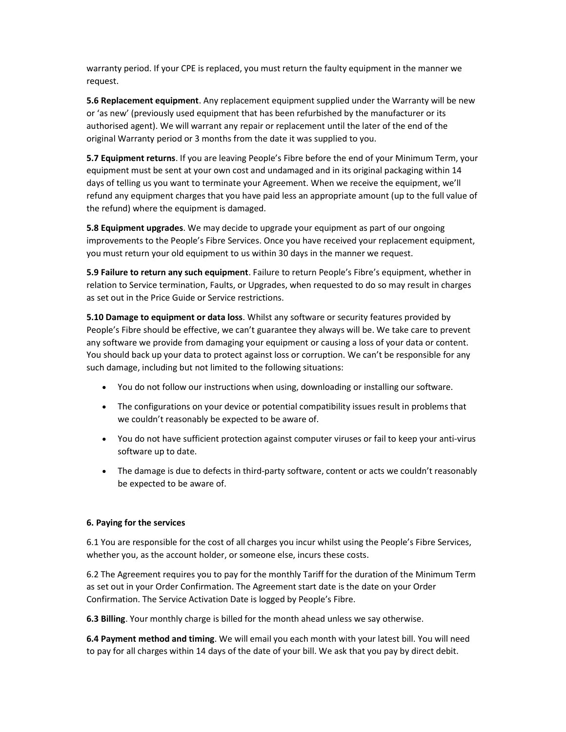warranty period. If your CPE is replaced, you must return the faulty equipment in the manner we request.

**5.6 Replacement equipment**. Any replacement equipment supplied under the Warranty will be new or 'as new' (previously used equipment that has been refurbished by the manufacturer or its authorised agent). We will warrant any repair or replacement until the later of the end of the original Warranty period or 3 months from the date it was supplied to you.

**5.7 Equipment returns**. If you are leaving People's Fibre before the end of your Minimum Term, your equipment must be sent at your own cost and undamaged and in its original packaging within 14 days of telling us you want to terminate your Agreement. When we receive the equipment, we'll refund any equipment charges that you have paid less an appropriate amount (up to the full value of the refund) where the equipment is damaged.

**5.8 Equipment upgrades**. We may decide to upgrade your equipment as part of our ongoing improvements to the People's Fibre Services. Once you have received your replacement equipment, you must return your old equipment to us within 30 days in the manner we request.

**5.9 Failure to return any such equipment**. Failure to return People's Fibre's equipment, whether in relation to Service termination, Faults, or Upgrades, when requested to do so may result in charges as set out in the Price Guide or Service restrictions.

**5.10 Damage to equipment or data loss**. Whilst any software or security features provided by People's Fibre should be effective, we can't guarantee they always will be. We take care to prevent any software we provide from damaging your equipment or causing a loss of your data or content. You should back up your data to protect against loss or corruption. We can't be responsible for any such damage, including but not limited to the following situations:

- You do not follow our instructions when using, downloading or installing our software.
- The configurations on your device or potential compatibility issues result in problems that we couldn't reasonably be expected to be aware of.
- You do not have sufficient protection against computer viruses or fail to keep your anti-virus software up to date.
- The damage is due to defects in third-party software, content or acts we couldn't reasonably be expected to be aware of.

**6. Paying for the services**

6.1 You are responsible for the cost of all charges you incur whilst using the People's Fibre Services, whether you, as the account holder, or someone else, incurs these costs.

6.2 The Agreement requires you to pay for the monthly Tariff for the duration of the Minimum Term as set out in your Order Confirmation. The Agreement start date is the date on your Order Confirmation. The Service Activation Date is logged by People's Fibre.

**6.3 Billing**. Your monthly charge is billed for the month ahead unless we say otherwise.

**6.4 Payment method and timing**. We will email you each month with your latest bill. You will need to pay for all charges within 14 days of the date of your bill. We ask that you pay by direct debit.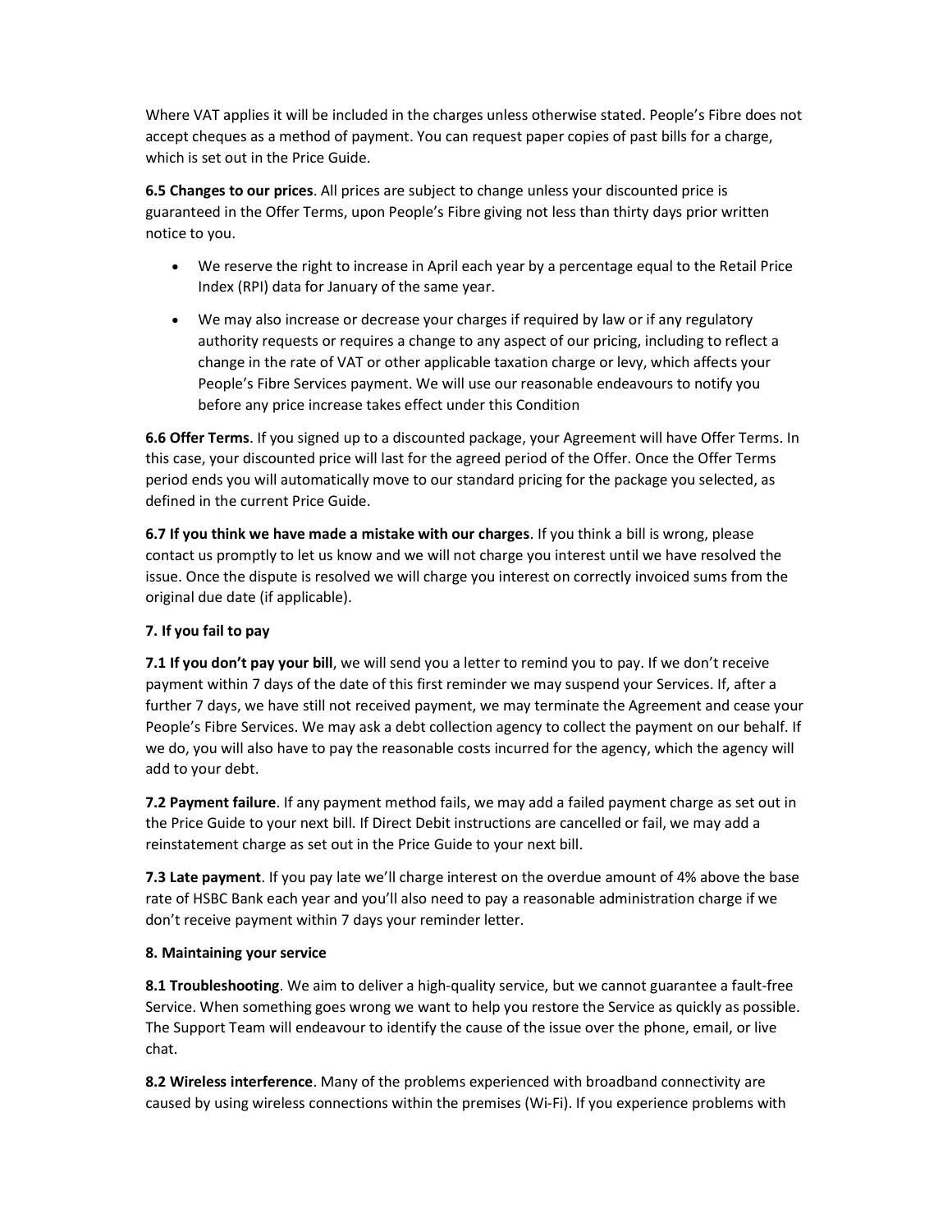Where VAT applies it will be included in the charges unless otherwise stated. People's Fibre does not accept cheques as a method of payment. You can request paper copies of past bills for a charge, which is set out in the Price Guide.

**6.5 Changes to our prices**. All prices are subject to change unless your discounted price is guaranteed in the Offer Terms, upon People's Fibre giving not less than thirty days prior written notice to you.

- We reserve the right to increase in April each year by a percentage equal to the Retail Price Index (RPI) data for January of the same year.
- We may also increase or decrease your charges if required by law or if any regulatory authority requests or requires a change to any aspect of our pricing, including to reflect a change in the rate of VAT or other applicable taxation charge or levy, which affects your People's Fibre Services payment. We will use our reasonable endeavours to notify you before any price increase takes effect under this Condition

**6.6 Offer Terms**. If you signed up to a discounted package, your Agreement will have Offer Terms. In this case, your discounted price will last for the agreed period of the Offer. Once the Offer Terms period ends you will automatically move to our standard pricing for the package you selected, as defined in the current Price Guide.

**6.7 If you think we have made a mistake with our charges**. If you think a bill is wrong, please contact us promptly to let us know and we will not charge you interest until we have resolved the issue. Once the dispute is resolved we will charge you interest on correctly invoiced sums from the original due date (if applicable).

**7. If you fail to pay**

**7.1 If you don't pay your bill**, we will send you a letter to remind you to pay. If we don't receive payment within 7 days of the date of this first reminder we may suspend your Services. If, after a further 7 days, we have still not received payment, we may terminate the Agreement and cease your People's Fibre Services. We may ask a debt collection agency to collect the payment on our behalf. If we do, you will also have to pay the reasonable costs incurred for the agency, which the agency will add to your debt.

**7.2 Payment failure**. If any payment method fails, we may add a failed payment charge as set out in the Price Guide to your next bill. If Direct Debit instructions are cancelled or fail, we may add a reinstatement charge as set out in the Price Guide to your next bill.

**7.3 Late payment**. If you pay late we'll charge interest on the overdue amount of 4% above the base rate of HSBC Bank each year and you'll also need to pay a reasonable administration charge if we don't receive payment within 7 days your reminder letter.

**8. Maintaining your service**

**8.1 Troubleshooting**. We aim to deliver a high-quality service, but we cannot guarantee a fault-free Service. When something goes wrong we want to help you restore the Service as quickly as possible. The Support Team will endeavour to identify the cause of the issue over the phone, email, or live chat.

**8.2 Wireless interference**. Many of the problems experienced with broadband connectivity are caused by using wireless connections within the premises (Wi-Fi). If you experience problems with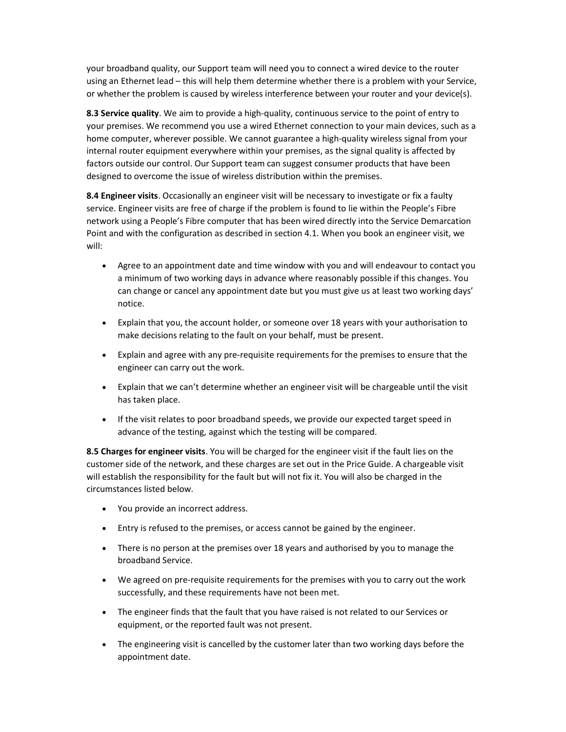your broadband quality, our Support team will need you to connect a wired device to the router using an Ethernet lead – this will help them determine whether there is a problem with your Service, or whether the problem is caused by wireless interference between your router and your device(s).

**8.3 Service quality**. We aim to provide a high-quality, continuous service to the point of entry to your premises. We recommend you use a wired Ethernet connection to your main devices, such as a home computer, wherever possible. We cannot guarantee a high-quality wireless signal from your internal router equipment everywhere within your premises, as the signal quality is affected by factors outside our control. Our Support team can suggest consumer products that have been designed to overcome the issue of wireless distribution within the premises.

**8.4 Engineer visits**. Occasionally an engineer visit will be necessary to investigate or fix a faulty service. Engineer visits are free of charge if the problem is found to lie within the People's Fibre network using a People's Fibre computer that has been wired directly into the Service Demarcation Point and with the configuration as described in section 4.1. When you book an engineer visit, we will:

- Agree to an appointment date and time window with you and will endeavour to contact you a minimum of two working days in advance where reasonably possible if this changes. You can change or cancel any appointment date but you must give us at least two working days' notice.
- Explain that you, the account holder, or someone over 18 years with your authorisation to make decisions relating to the fault on your behalf, must be present.
- Explain and agree with any pre-requisite requirements for the premises to ensure that the engineer can carry out the work.
- Explain that we can't determine whether an engineer visit will be chargeable until the visit has taken place.
- If the visit relates to poor broadband speeds, we provide our expected target speed in advance of the testing, against which the testing will be compared.

**8.5 Charges for engineer visits**. You will be charged for the engineer visit if the fault lies on the customer side of the network, and these charges are set out in the Price Guide. A chargeable visit will establish the responsibility for the fault but will not fix it. You will also be charged in the circumstances listed below.

- You provide an incorrect address.
- Entry is refused to the premises, or access cannot be gained by the engineer.
- There is no person at the premises over 18 years and authorised by you to manage the broadband Service.
- We agreed on pre-requisite requirements for the premises with you to carry out the work successfully, and these requirements have not been met.
- The engineer finds that the fault that you have raised is not related to our Services or equipment, or the reported fault was not present.
- The engineering visit is cancelled by the customer later than two working days before the appointment date.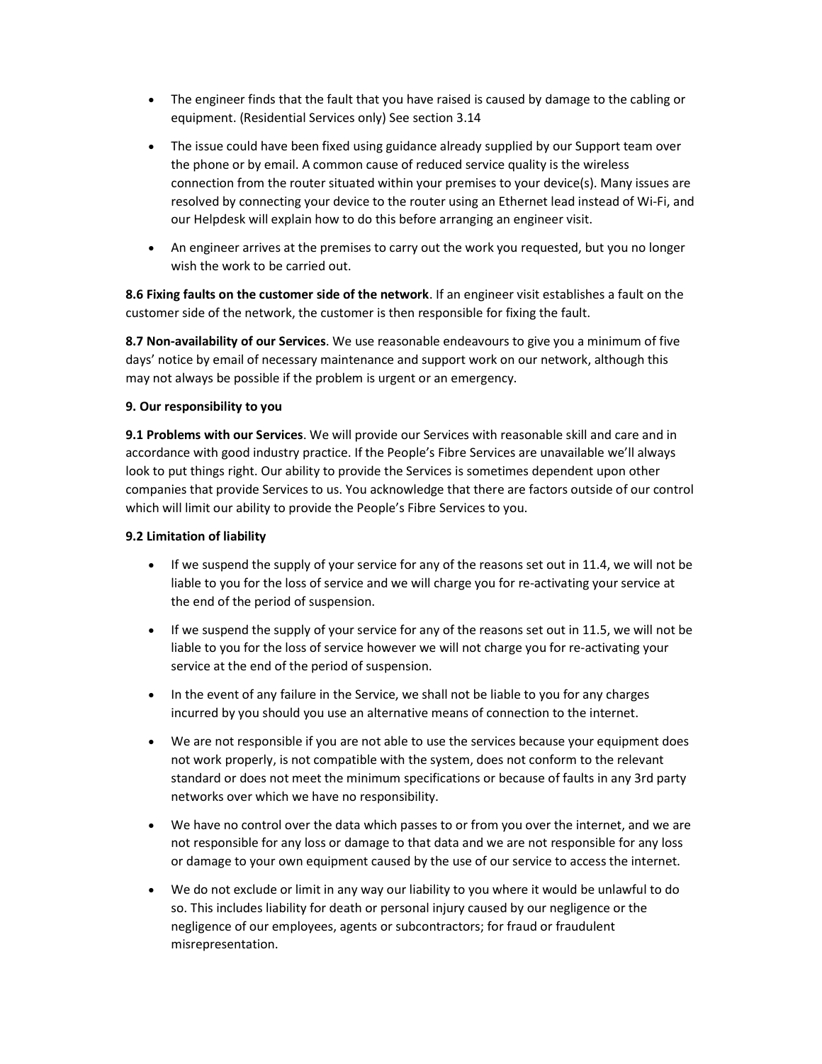- The engineer finds that the fault that you have raised is caused by damage to the cabling or equipment. (Residential Services only) See section 3.14
- The issue could have been fixed using guidance already supplied by our Support team over the phone or by email. A common cause of reduced service quality is the wireless connection from the router situated within your premises to your device(s). Many issues are resolved by connecting your device to the router using an Ethernet lead instead of Wi-Fi, and our Helpdesk will explain how to do this before arranging an engineer visit.
- An engineer arrives at the premises to carry out the work you requested, but you no longer wish the work to be carried out.

**8.6 Fixing faults on the customer side of the network**. If an engineer visit establishes a fault on the customer side of the network, the customer is then responsible for fixing the fault.

**8.7 Non-availability of our Services**. We use reasonable endeavours to give you a minimum of five days' notice by email of necessary maintenance and support work on our network, although this may not always be possible if the problem is urgent or an emergency.

**9. Our responsibility to you**

**9.1 Problems with our Services**. We will provide our Services with reasonable skill and care and in accordance with good industry practice. If the People's Fibre Services are unavailable we'll always look to put things right. Our ability to provide the Services is sometimes dependent upon other companies that provide Services to us. You acknowledge that there are factors outside of our control which will limit our ability to provide the People's Fibre Services to you.

**9.2 Limitation of liability**

- If we suspend the supply of your service for any of the reasons set out in 11.4, we will not be liable to you for the loss of service and we will charge you for re-activating your service at the end of the period of suspension.
- If we suspend the supply of your service for any of the reasons set out in 11.5, we will not be liable to you for the loss of service however we will not charge you for re-activating your service at the end of the period of suspension.
- In the event of any failure in the Service, we shall not be liable to you for any charges incurred by you should you use an alternative means of connection to the internet.
- We are not responsible if you are not able to use the services because your equipment does not work properly, is not compatible with the system, does not conform to the relevant standard or does not meet the minimum specifications or because of faults in any 3rd party networks over which we have no responsibility.
- We have no control over the data which passes to or from you over the internet, and we are not responsible for any loss or damage to that data and we are not responsible for any loss or damage to your own equipment caused by the use of our service to access the internet.
- We do not exclude or limit in any way our liability to you where it would be unlawful to do so. This includes liability for death or personal injury caused by our negligence or the negligence of our employees, agents or subcontractors; for fraud or fraudulent misrepresentation.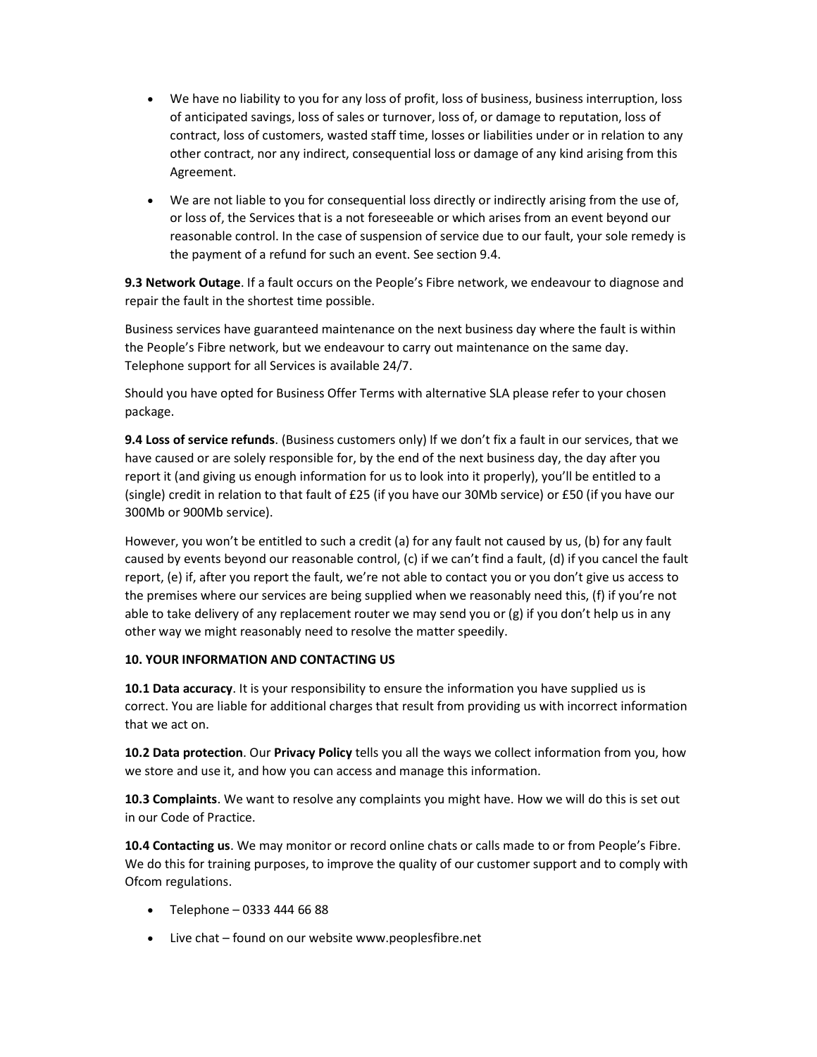- We have no liability to you for any loss of profit, loss of business, business interruption, loss of anticipated savings, loss of sales or turnover, loss of, or damage to reputation, loss of contract, loss of customers, wasted staff time, losses or liabilities under or in relation to any other contract, nor any indirect, consequential loss or damage of any kind arising from this Agreement.
- We are not liable to you for consequential loss directly or indirectly arising from the use of, or loss of, the Services that is a not foreseeable or which arises from an event beyond our reasonable control. In the case of suspension of service due to our fault, your sole remedy is the payment of a refund for such an event. See section 9.4.

**9.3 Network Outage**. If a fault occurs on the People's Fibre network, we endeavour to diagnose and repair the fault in the shortest time possible.

Business services have guaranteed maintenance on the next business day where the fault is within the People's Fibre network, but we endeavour to carry out maintenance on the same day. Telephone support for all Services is available 24/7.

Should you have opted for Business Offer Terms with alternative SLA please refer to your chosen package.

**9.4 Loss of service refunds**. (Business customers only) If we don't fix a fault in our services, that we have caused or are solely responsible for, by the end of the next business day, the day after you report it (and giving us enough information for us to look into it properly), you'll be entitled to a (single) credit in relation to that fault of £25 (if you have our 30Mb service) or £50 (if you have our 300Mb or 900Mb service).

However, you won't be entitled to such a credit (a) for any fault not caused by us, (b) for any fault caused by events beyond our reasonable control, (c) if we can't find a fault, (d) if you cancel the fault report, (e) if, after you report the fault, we're not able to contact you or you don't give us access to the premises where our services are being supplied when we reasonably need this, (f) if you're not able to take delivery of any replacement router we may send you or (g) if you don't help us in any other way we might reasonably need to resolve the matter speedily.

**10. YOUR INFORMATION AND CONTACTING US**

**10.1 Data accuracy**. It is your responsibility to ensure the information you have supplied us is correct. You are liable for additional charges that result from providing us with incorrect information that we act on.

**10.2 Data protection**. Our **Privacy Policy** tells you all the ways we collect information from you, how we store and use it, and how you can access and manage this information.

**10.3 Complaints**. We want to resolve any complaints you might have. How we will do this is set out in our Code of Practice.

**10.4 Contacting us**. We may monitor or record online chats or calls made to or from People's Fibre. We do this for training purposes, to improve the quality of our customer support and to comply with Ofcom regulations.

- Telephone – 0333 444 66 88
- Live chat – found on our website www.peoplesfibre.net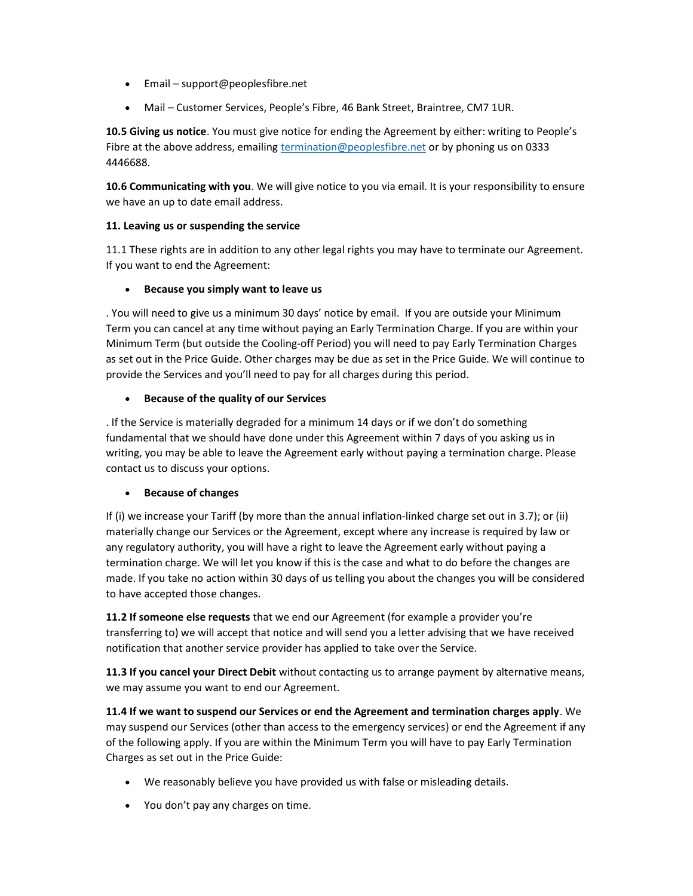- Email – support@peoplesfibre.net
- Mail – Customer Services, People's Fibre, 46 Bank Street, Braintree, CM7 1UR.

**10.5 Giving us notice**. You must give notice for ending the Agreement by either: writing to People's Fibre at the above address, emailing termination@peoplesfibre.net or by phoning us on 0333 4446688.

**10.6 Communicating with you**. We will give notice to you via email. It is your responsibility to ensure we have an up to date email address.

**11. Leaving us or suspending the service**

11.1 These rights are in addition to any other legal rights you may have to terminate our Agreement. If you want to end the Agreement:

- **Because you simply want to leave us**

. You will need to give us a minimum 30 days' notice by email. If you are outside your Minimum Term you can cancel at any time without paying an Early Termination Charge. If you are within your Minimum Term (but outside the Cooling-off Period) you will need to pay Early Termination Charges as set out in the Price Guide. Other charges may be due as set in the Price Guide. We will continue to provide the Services and you'll need to pay for all charges during this period.

- **Because of the quality of our Services**

. If the Service is materially degraded for a minimum 14 days or if we don't do something fundamental that we should have done under this Agreement within 7 days of you asking us in writing, you may be able to leave the Agreement early without paying a termination charge. Please contact us to discuss your options.

- **Because of changes**

If (i) we increase your Tariff (by more than the annual inflation-linked charge set out in 3.7); or (ii) materially change our Services or the Agreement, except where any increase is required by law or any regulatory authority, you will have a right to leave the Agreement early without paying a termination charge. We will let you know if this is the case and what to do before the changes are made. If you take no action within 30 days of us telling you about the changes you will be considered to have accepted those changes.

**11.2 If someone else requests** that we end our Agreement (for example a provider you're transferring to) we will accept that notice and will send you a letter advising that we have received notification that another service provider has applied to take over the Service.

**11.3 If you cancel your Direct Debit** without contacting us to arrange payment by alternative means, we may assume you want to end our Agreement.

**11.4 If we want to suspend our Services or end the Agreement and termination charges apply**. We may suspend our Services (other than access to the emergency services) or end the Agreement if any of the following apply. If you are within the Minimum Term you will have to pay Early Termination Charges as set out in the Price Guide:

- We reasonably believe you have provided us with false or misleading details.
- You don't pay any charges on time.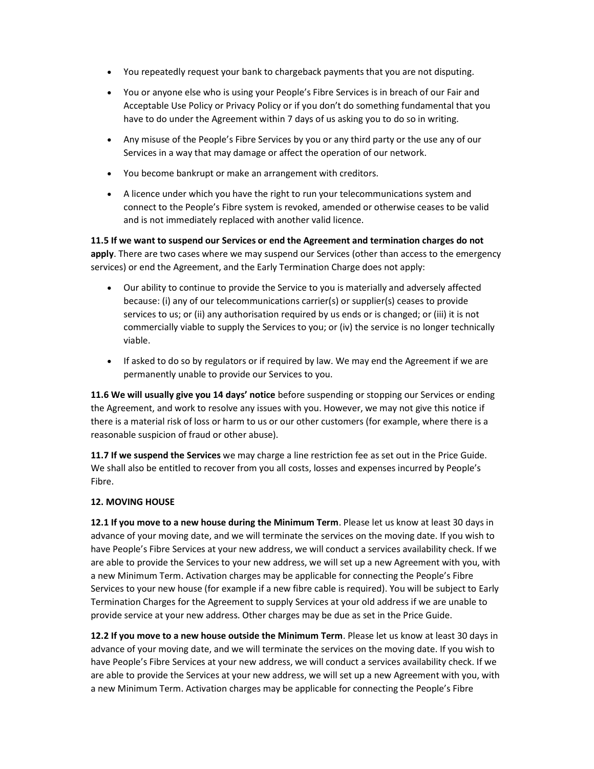- You repeatedly request your bank to chargeback payments that you are not disputing.
- You or anyone else who is using your People's Fibre Services is in breach of our Fair and Acceptable Use Policy or Privacy Policy or if you don't do something fundamental that you have to do under the Agreement within 7 days of us asking you to do so in writing.
- Any misuse of the People's Fibre Services by you or any third party or the use any of our Services in a way that may damage or affect the operation of our network.
- You become bankrupt or make an arrangement with creditors.
- A licence under which you have the right to run your telecommunications system and connect to the People's Fibre system is revoked, amended or otherwise ceases to be valid and is not immediately replaced with another valid licence.

**11.5 If we want to suspend our Services or end the Agreement and termination charges do not apply**. There are two cases where we may suspend our Services (other than access to the emergency services) or end the Agreement, and the Early Termination Charge does not apply:

- Our ability to continue to provide the Service to you is materially and adversely affected because: (i) any of our telecommunications carrier(s) or supplier(s) ceases to provide services to us; or (ii) any authorisation required by us ends or is changed; or (iii) it is not commercially viable to supply the Services to you; or (iv) the service is no longer technically viable.
- If asked to do so by regulators or if required by law. We may end the Agreement if we are permanently unable to provide our Services to you.

**11.6 We will usually give you 14 days' notice** before suspending or stopping our Services or ending the Agreement, and work to resolve any issues with you. However, we may not give this notice if there is a material risk of loss or harm to us or our other customers (for example, where there is a reasonable suspicion of fraud or other abuse).

**11.7 If we suspend the Services** we may charge a line restriction fee as set out in the Price Guide. We shall also be entitled to recover from you all costs, losses and expenses incurred by People's Fibre.

**12. MOVING HOUSE**

**12.1 If you move to a new house during the Minimum Term**. Please let us know at least 30 days in advance of your moving date, and we will terminate the services on the moving date. If you wish to have People's Fibre Services at your new address, we will conduct a services availability check. If we are able to provide the Services to your new address, we will set up a new Agreement with you, with a new Minimum Term. Activation charges may be applicable for connecting the People's Fibre Services to your new house (for example if a new fibre cable is required). You will be subject to Early Termination Charges for the Agreement to supply Services at your old address if we are unable to provide service at your new address. Other charges may be due as set in the Price Guide.

**12.2 If you move to a new house outside the Minimum Term**. Please let us know at least 30 days in advance of your moving date, and we will terminate the services on the moving date. If you wish to have People's Fibre Services at your new address, we will conduct a services availability check. If we are able to provide the Services at your new address, we will set up a new Agreement with you, with a new Minimum Term. Activation charges may be applicable for connecting the People's Fibre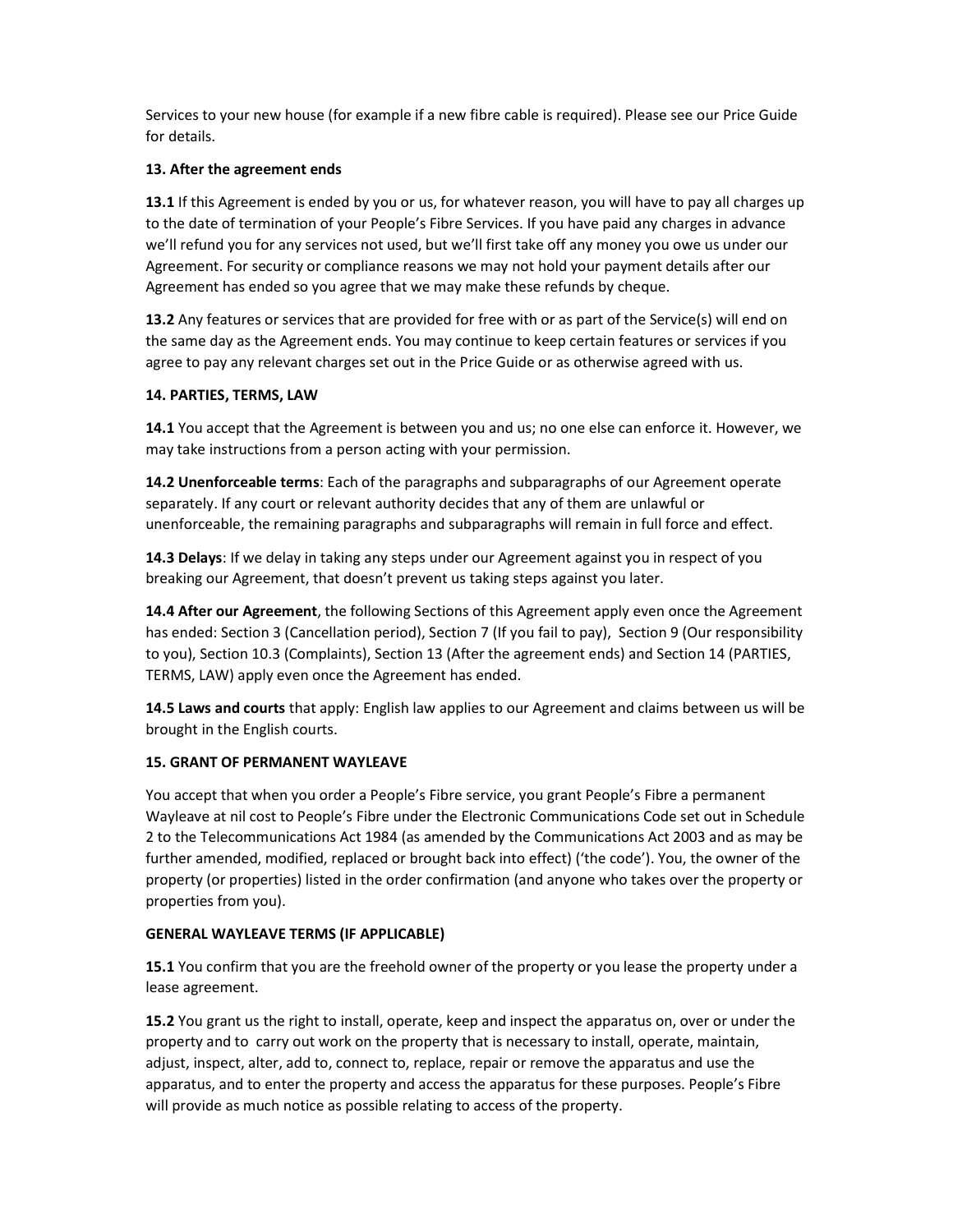Services to your new house (for example if a new fibre cable is required). Please see our Price Guide for details.

**13. After the agreement ends**

**13.1** If this Agreement is ended by you or us, for whatever reason, you will have to pay all charges up to the date of termination of your People's Fibre Services. If you have paid any charges in advance we'll refund you for any services not used, but we'll first take off any money you owe us under our Agreement. For security or compliance reasons we may not hold your payment details after our Agreement has ended so you agree that we may make these refunds by cheque.

**13.2** Any features or services that are provided for free with or as part of the Service(s) will end on the same day as the Agreement ends. You may continue to keep certain features or services if you agree to pay any relevant charges set out in the Price Guide or as otherwise agreed with us.

**14. PARTIES, TERMS, LAW**

**14.1** You accept that the Agreement is between you and us; no one else can enforce it. However, we may take instructions from a person acting with your permission.

**14.2 Unenforceable terms**: Each of the paragraphs and subparagraphs of our Agreement operate separately. If any court or relevant authority decides that any of them are unlawful or unenforceable, the remaining paragraphs and subparagraphs will remain in full force and effect.

**14.3 Delays**: If we delay in taking any steps under our Agreement against you in respect of you breaking our Agreement, that doesn't prevent us taking steps against you later.

**14.4 After our Agreement**, the following Sections of this Agreement apply even once the Agreement has ended: Section 3 (Cancellation period), Section 7 (If you fail to pay), Section 9 (Our responsibility to you), Section 10.3 (Complaints), Section 13 (After the agreement ends) and Section 14 (PARTIES, TERMS, LAW) apply even once the Agreement has ended.

**14.5 Laws and courts** that apply: English law applies to our Agreement and claims between us will be brought in the English courts.

**15. GRANT OF PERMANENT WAYLEAVE**

You accept that when you order a People's Fibre service, you grant People's Fibre a permanent Wayleave at nil cost to People's Fibre under the Electronic Communications Code set out in Schedule 2 to the Telecommunications Act 1984 (as amended by the Communications Act 2003 and as may be further amended, modified, replaced or brought back into effect) ('the code'). You, the owner of the property (or properties) listed in the order confirmation (and anyone who takes over the property or properties from you).

**GENERAL WAYLEAVE TERMS (IF APPLICABLE)**

**15.1** You confirm that you are the freehold owner of the property or you lease the property under a lease agreement.

**15.2** You grant us the right to install, operate, keep and inspect the apparatus on, over or under the property and to carry out work on the property that is necessary to install, operate, maintain, adjust, inspect, alter, add to, connect to, replace, repair or remove the apparatus and use the apparatus, and to enter the property and access the apparatus for these purposes. People's Fibre will provide as much notice as possible relating to access of the property.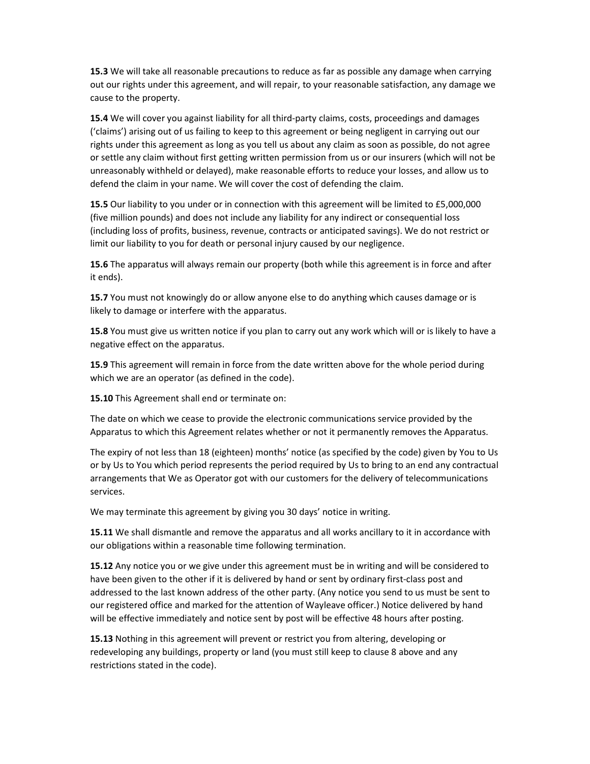**15.3** We will take all reasonable precautions to reduce as far as possible any damage when carrying out our rights under this agreement, and will repair, to your reasonable satisfaction, any damage we cause to the property.

**15.4** We will cover you against liability for all third-party claims, costs, proceedings and damages ('claims') arising out of us failing to keep to this agreement or being negligent in carrying out our rights under this agreement as long as you tell us about any claim as soon as possible, do not agree or settle any claim without first getting written permission from us or our insurers (which will not be unreasonably withheld or delayed), make reasonable efforts to reduce your losses, and allow us to defend the claim in your name. We will cover the cost of defending the claim.

**15.5** Our liability to you under or in connection with this agreement will be limited to £5,000,000 (five million pounds) and does not include any liability for any indirect or consequential loss (including loss of profits, business, revenue, contracts or anticipated savings). We do not restrict or limit our liability to you for death or personal injury caused by our negligence.

**15.6** The apparatus will always remain our property (both while this agreement is in force and after it ends).

**15.7** You must not knowingly do or allow anyone else to do anything which causes damage or is likely to damage or interfere with the apparatus.

**15.8** You must give us written notice if you plan to carry out any work which will or is likely to have a negative effect on the apparatus.

**15.9** This agreement will remain in force from the date written above for the whole period during which we are an operator (as defined in the code).

**15.10** This Agreement shall end or terminate on:

The date on which we cease to provide the electronic communications service provided by the Apparatus to which this Agreement relates whether or not it permanently removes the Apparatus.

The expiry of not less than 18 (eighteen) months' notice (as specified by the code) given by You to Us or by Us to You which period represents the period required by Us to bring to an end any contractual arrangements that We as Operator got with our customers for the delivery of telecommunications services.

We may terminate this agreement by giving you 30 days' notice in writing.

**15.11** We shall dismantle and remove the apparatus and all works ancillary to it in accordance with our obligations within a reasonable time following termination.

**15.12** Any notice you or we give under this agreement must be in writing and will be considered to have been given to the other if it is delivered by hand or sent by ordinary first-class post and addressed to the last known address of the other party. (Any notice you send to us must be sent to our registered office and marked for the attention of Wayleave officer.) Notice delivered by hand will be effective immediately and notice sent by post will be effective 48 hours after posting.

**15.13** Nothing in this agreement will prevent or restrict you from altering, developing or redeveloping any buildings, property or land (you must still keep to clause 8 above and any restrictions stated in the code).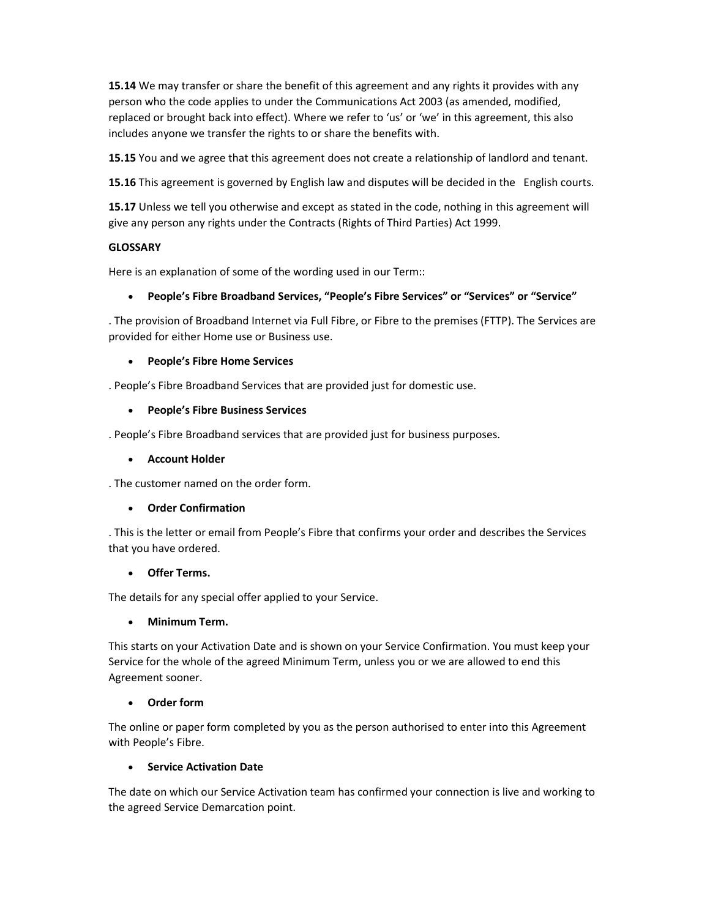**15.14** We may transfer or share the benefit of this agreement and any rights it provides with any person who the code applies to under the Communications Act 2003 (as amended, modified, replaced or brought back into effect). Where we refer to 'us' or 'we' in this agreement, this also includes anyone we transfer the rights to or share the benefits with.

**15.15** You and we agree that this agreement does not create a relationship of landlord and tenant.

**15.16** This agreement is governed by English law and disputes will be decided in the English courts.

**15.17** Unless we tell you otherwise and except as stated in the code, nothing in this agreement will give any person any rights under the Contracts (Rights of Third Parties) Act 1999.

**GLOSSARY**

Here is an explanation of some of the wording used in our Term::

- **People's Fibre Broadband Services, "People's Fibre Services" or "Services" or "Service"**

. The provision of Broadband Internet via Full Fibre, or Fibre to the premises (FTTP). The Services are provided for either Home use or Business use.

- **People's Fibre Home Services**

. People's Fibre Broadband Services that are provided just for domestic use.

- **People's Fibre Business Services**

. People's Fibre Broadband services that are provided just for business purposes.

- **Account Holder**

. The customer named on the order form.

- **Order Confirmation**

. This is the letter or email from People's Fibre that confirms your order and describes the Services that you have ordered.

- **Offer Terms.**

The details for any special offer applied to your Service.

- **Minimum Term.**

This starts on your Activation Date and is shown on your Service Confirmation. You must keep your Service for the whole of the agreed Minimum Term, unless you or we are allowed to end this Agreement sooner.

- **Order form**

The online or paper form completed by you as the person authorised to enter into this Agreement with People's Fibre.

- **Service Activation Date**

The date on which our Service Activation team has confirmed your connection is live and working to the agreed Service Demarcation point.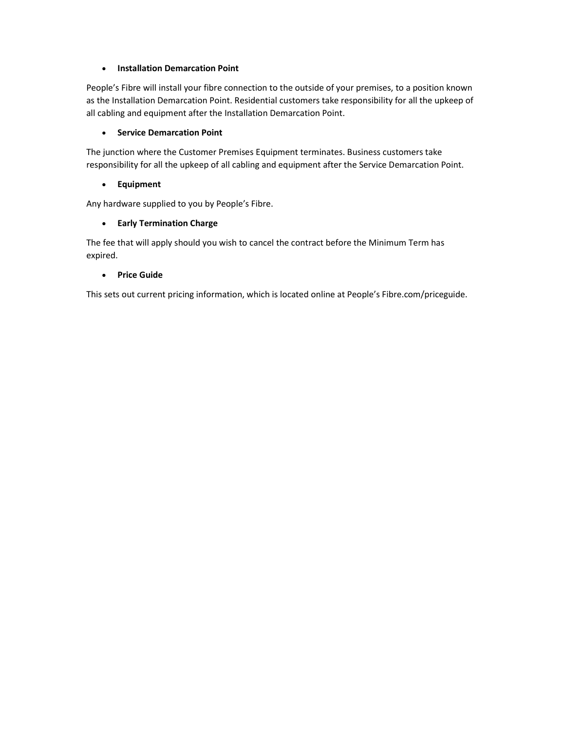- **Installation Demarcation Point**

People's Fibre will install your fibre connection to the outside of your premises, to a position known as the Installation Demarcation Point. Residential customers take responsibility for all the upkeep of all cabling and equipment after the Installation Demarcation Point.

- **Service Demarcation Point**

The junction where the Customer Premises Equipment terminates. Business customers take responsibility for all the upkeep of all cabling and equipment after the Service Demarcation Point.

- **Equipment**

Any hardware supplied to you by People's Fibre.

- **Early Termination Charge**

The fee that will apply should you wish to cancel the contract before the Minimum Term has expired.

- **Price Guide**

This sets out current pricing information, which is located online at People's Fibre.com/priceguide.